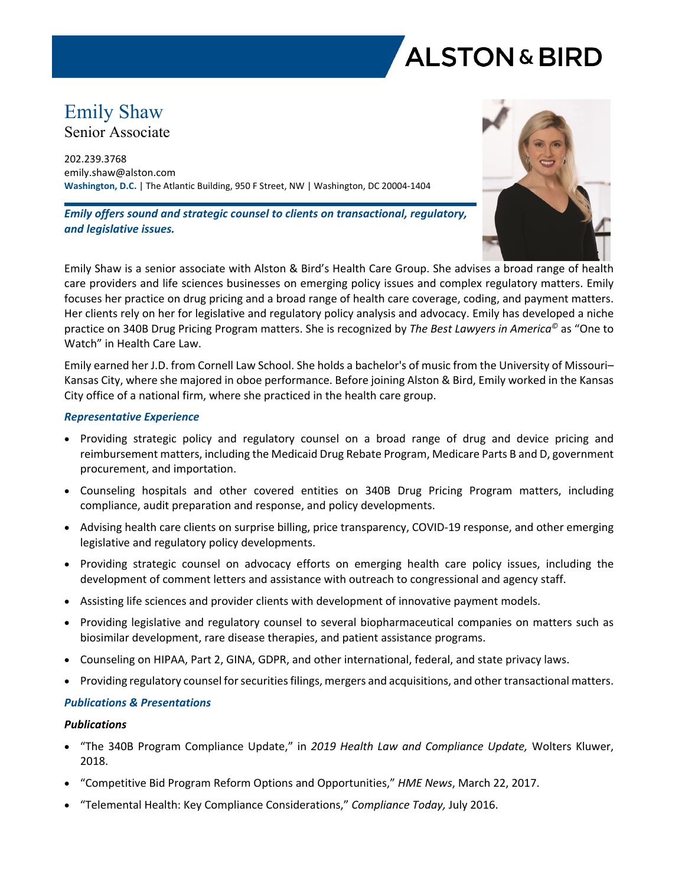# Emily Shaw

## Senior Associate

202.239.3768
emily.shaw@alston.com
**Washington, D.C.** | The Atlantic Building, 950 F Street, NW | Washington, DC 20004-1404

***Emily offers sound and strategic counsel to clients on transactional, regulatory, and legislative issues.***

Emily Shaw is a senior associate with Alston & Bird's Health Care Group. She advises a broad range of health care providers and life sciences businesses on emerging policy issues and complex regulatory matters. Emily focuses her practice on drug pricing and a broad range of health care coverage, coding, and payment matters. Her clients rely on her for legislative and regulatory policy analysis and advocacy. Emily has developed a niche practice on 340B Drug Pricing Program matters. She is recognized by *The Best Lawyers in America©* as "One to Watch" in Health Care Law.

Emily earned her J.D. from Cornell Law School. She holds a bachelor's of music from the University of Missouri–Kansas City, where she majored in oboe performance. Before joining Alston & Bird, Emily worked in the Kansas City office of a national firm, where she practiced in the health care group.

### *Representative Experience*

- Providing strategic policy and regulatory counsel on a broad range of drug and device pricing and reimbursement matters, including the Medicaid Drug Rebate Program, Medicare Parts B and D, government procurement, and importation.
- Counseling hospitals and other covered entities on 340B Drug Pricing Program matters, including compliance, audit preparation and response, and policy developments.
- Advising health care clients on surprise billing, price transparency, COVID-19 response, and other emerging legislative and regulatory policy developments.
- Providing strategic counsel on advocacy efforts on emerging health care policy issues, including the development of comment letters and assistance with outreach to congressional and agency staff.
- Assisting life sciences and provider clients with development of innovative payment models.
- Providing legislative and regulatory counsel to several biopharmaceutical companies on matters such as biosimilar development, rare disease therapies, and patient assistance programs.
- Counseling on HIPAA, Part 2, GINA, GDPR, and other international, federal, and state privacy laws.
- Providing regulatory counsel for securities filings, mergers and acquisitions, and other transactional matters.

### *Publications & Presentations*

#### *Publications*

- "The 340B Program Compliance Update," in *2019 Health Law and Compliance Update,* Wolters Kluwer, 2018.
- "Competitive Bid Program Reform Options and Opportunities," *HME News*, March 22, 2017.
- "Telemental Health: Key Compliance Considerations," *Compliance Today,* July 2016.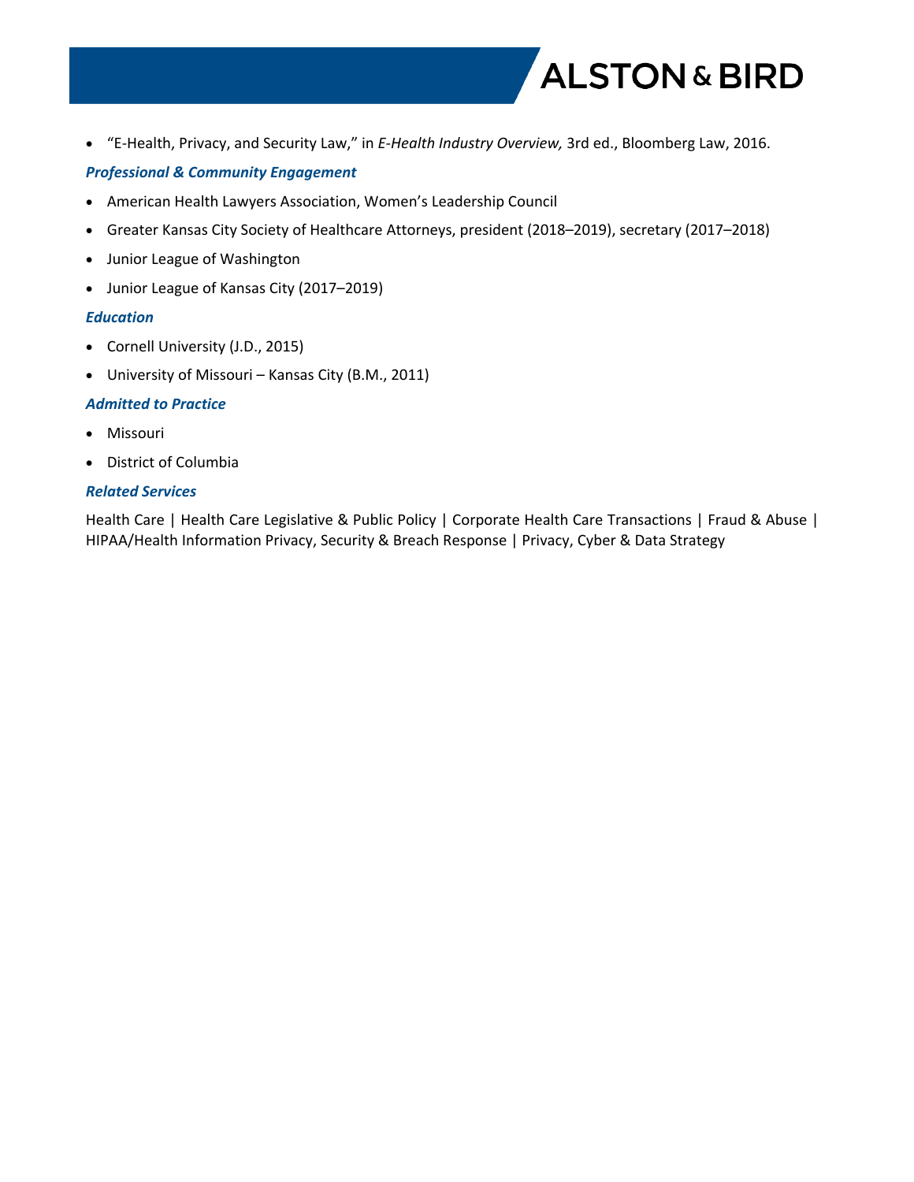- "E-Health, Privacy, and Security Law," in *E-Health Industry Overview,* 3rd ed., Bloomberg Law, 2016.

***Professional & Community Engagement***

- American Health Lawyers Association, Women's Leadership Council
- Greater Kansas City Society of Healthcare Attorneys, president (2018–2019), secretary (2017–2018)
- Junior League of Washington
- Junior League of Kansas City (2017–2019)

***Education***

- Cornell University (J.D., 2015)
- University of Missouri – Kansas City (B.M., 2011)

***Admitted to Practice***

- Missouri
- District of Columbia

***Related Services***

Health Care | Health Care Legislative & Public Policy | Corporate Health Care Transactions | Fraud & Abuse | HIPAA/Health Information Privacy, Security & Breach Response | Privacy, Cyber & Data Strategy